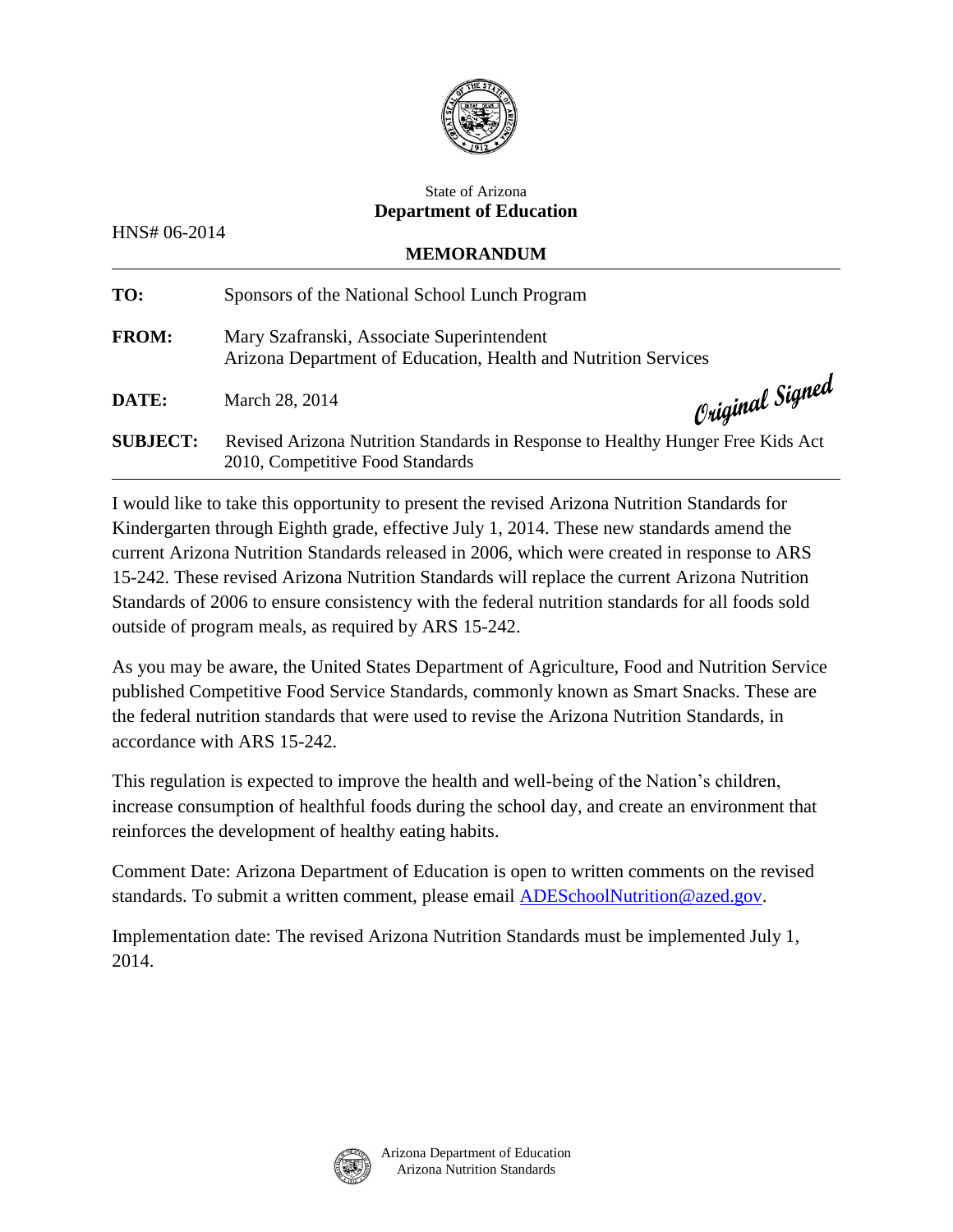State of Arizona

**Department of Education**

HNS# 06-2014

**MEMORANDUM**

---

**TO:** Sponsors of the National School Lunch Program

**FROM:** Mary Szafranski, Associate Superintendent
Arizona Department of Education, Health and Nutrition Services

**DATE:** March 28, 2014 *Original Signed*

**SUBJECT:** Revised Arizona Nutrition Standards in Response to Healthy Hunger Free Kids Act 2010, Competitive Food Standards

---

I would like to take this opportunity to present the revised Arizona Nutrition Standards for Kindergarten through Eighth grade, effective July 1, 2014. These new standards amend the current Arizona Nutrition Standards released in 2006, which were created in response to ARS 15-242. These revised Arizona Nutrition Standards will replace the current Arizona Nutrition Standards of 2006 to ensure consistency with the federal nutrition standards for all foods sold outside of program meals, as required by ARS 15-242.

As you may be aware, the United States Department of Agriculture, Food and Nutrition Service published Competitive Food Service Standards, commonly known as Smart Snacks. These are the federal nutrition standards that were used to revise the Arizona Nutrition Standards, in accordance with ARS 15-242.

This regulation is expected to improve the health and well-being of the Nation's children, increase consumption of healthful foods during the school day, and create an environment that reinforces the development of healthy eating habits.

Comment Date: Arizona Department of Education is open to written comments on the revised standards. To submit a written comment, please email ADESchoolNutrition@azed.gov.

Implementation date: The revised Arizona Nutrition Standards must be implemented July 1, 2014.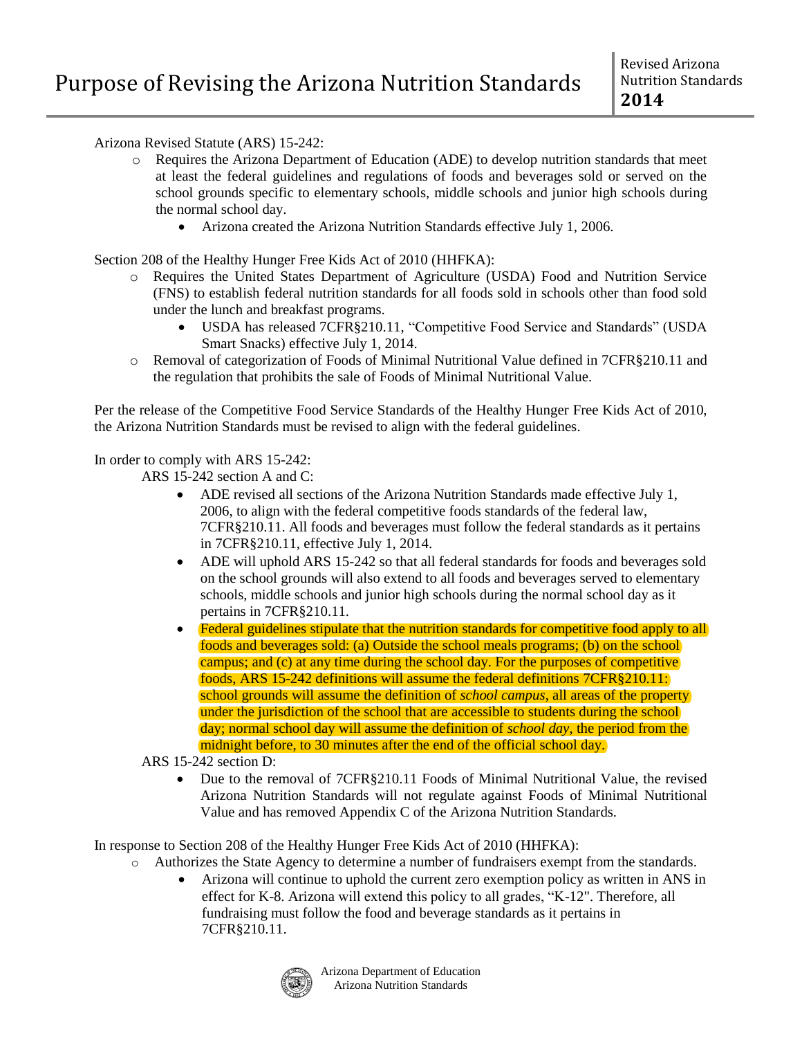# Purpose of Revising the Arizona Nutrition Standards

Revised Arizona Nutrition Standards **2014**

Arizona Revised Statute (ARS) 15-242:

- Requires the Arizona Department of Education (ADE) to develop nutrition standards that meet at least the federal guidelines and regulations of foods and beverages sold or served on the school grounds specific to elementary schools, middle schools and junior high schools during the normal school day.
  - Arizona created the Arizona Nutrition Standards effective July 1, 2006.

Section 208 of the Healthy Hunger Free Kids Act of 2010 (HHFKA):

- Requires the United States Department of Agriculture (USDA) Food and Nutrition Service (FNS) to establish federal nutrition standards for all foods sold in schools other than food sold under the lunch and breakfast programs.
  - USDA has released 7CFR§210.11, "Competitive Food Service and Standards" (USDA Smart Snacks) effective July 1, 2014.
- Removal of categorization of Foods of Minimal Nutritional Value defined in 7CFR§210.11 and the regulation that prohibits the sale of Foods of Minimal Nutritional Value.

Per the release of the Competitive Food Service Standards of the Healthy Hunger Free Kids Act of 2010, the Arizona Nutrition Standards must be revised to align with the federal guidelines.

In order to comply with ARS 15-242:

ARS 15-242 section A and C:

- ADE revised all sections of the Arizona Nutrition Standards made effective July 1, 2006, to align with the federal competitive foods standards of the federal law, 7CFR§210.11. All foods and beverages must follow the federal standards as it pertains in 7CFR§210.11, effective July 1, 2014.
- ADE will uphold ARS 15-242 so that all federal standards for foods and beverages sold on the school grounds will also extend to all foods and beverages served to elementary schools, middle schools and junior high schools during the normal school day as it pertains in 7CFR§210.11.
- Federal guidelines stipulate that the nutrition standards for competitive food apply to all foods and beverages sold: (a) Outside the school meals programs; (b) on the school campus; and (c) at any time during the school day. For the purposes of competitive foods, ARS 15-242 definitions will assume the federal definitions 7CFR§210.11: school grounds will assume the definition of *school campus*, all areas of the property under the jurisdiction of the school that are accessible to students during the school day; normal school day will assume the definition of *school day*, the period from the midnight before, to 30 minutes after the end of the official school day.

ARS 15-242 section D:

- Due to the removal of 7CFR§210.11 Foods of Minimal Nutritional Value, the revised Arizona Nutrition Standards will not regulate against Foods of Minimal Nutritional Value and has removed Appendix C of the Arizona Nutrition Standards.

In response to Section 208 of the Healthy Hunger Free Kids Act of 2010 (HHFKA):

- Authorizes the State Agency to determine a number of fundraisers exempt from the standards.
  - Arizona will continue to uphold the current zero exemption policy as written in ANS in effect for K-8. Arizona will extend this policy to all grades, "K-12". Therefore, all fundraising must follow the food and beverage standards as it pertains in 7CFR§210.11.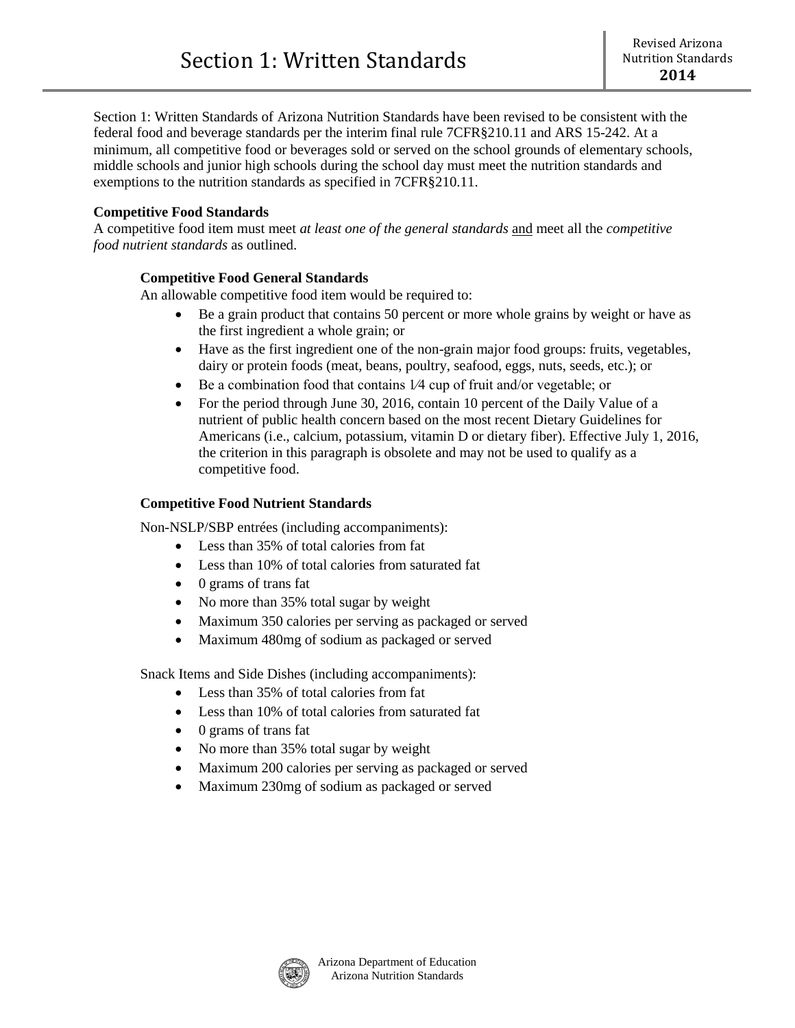# Section 1: Written Standards

Section 1: Written Standards of Arizona Nutrition Standards have been revised to be consistent with the federal food and beverage standards per the interim final rule 7CFR§210.11 and ARS 15-242. At a minimum, all competitive food or beverages sold or served on the school grounds of elementary schools, middle schools and junior high schools during the school day must meet the nutrition standards and exemptions to the nutrition standards as specified in 7CFR§210.11.

**Competitive Food Standards**

A competitive food item must meet *at least one of the general standards* <u>and</u> meet all the *competitive food nutrient standards* as outlined.

**Competitive Food General Standards**

An allowable competitive food item would be required to:

- Be a grain product that contains 50 percent or more whole grains by weight or have as the first ingredient a whole grain; or
- Have as the first ingredient one of the non-grain major food groups: fruits, vegetables, dairy or protein foods (meat, beans, poultry, seafood, eggs, nuts, seeds, etc.); or
- Be a combination food that contains 1⁄4 cup of fruit and/or vegetable; or
- For the period through June 30, 2016, contain 10 percent of the Daily Value of a nutrient of public health concern based on the most recent Dietary Guidelines for Americans (i.e., calcium, potassium, vitamin D or dietary fiber). Effective July 1, 2016, the criterion in this paragraph is obsolete and may not be used to qualify as a competitive food.

**Competitive Food Nutrient Standards**

Non-NSLP/SBP entrées (including accompaniments):

- Less than 35% of total calories from fat
- Less than 10% of total calories from saturated fat
- 0 grams of trans fat
- No more than 35% total sugar by weight
- Maximum 350 calories per serving as packaged or served
- Maximum 480mg of sodium as packaged or served

Snack Items and Side Dishes (including accompaniments):

- Less than 35% of total calories from fat
- Less than 10% of total calories from saturated fat
- 0 grams of trans fat
- No more than 35% total sugar by weight
- Maximum 200 calories per serving as packaged or served
- Maximum 230mg of sodium as packaged or served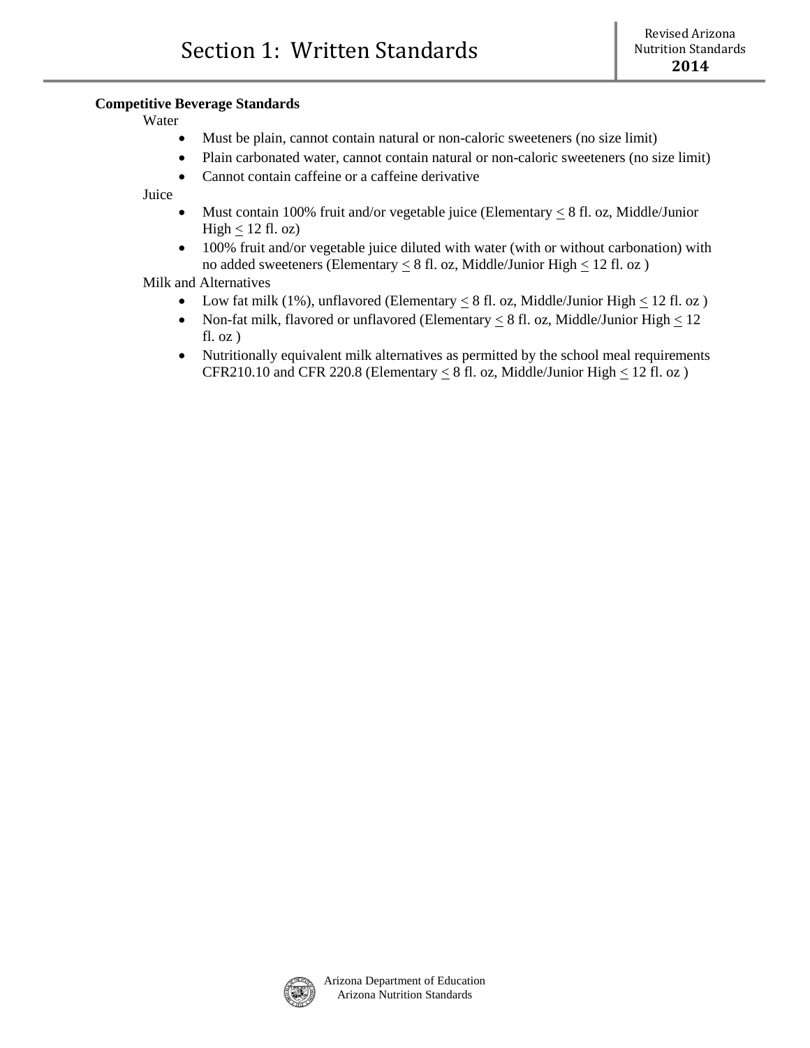**Competitive Beverage Standards**

Water

- Must be plain, cannot contain natural or non-caloric sweeteners (no size limit)
- Plain carbonated water, cannot contain natural or non-caloric sweeteners (no size limit)
- Cannot contain caffeine or a caffeine derivative

Juice

- Must contain 100% fruit and/or vegetable juice (Elementary ≤ 8 fl. oz, Middle/Junior High ≤ 12 fl. oz)
- 100% fruit and/or vegetable juice diluted with water (with or without carbonation) with no added sweeteners (Elementary ≤ 8 fl. oz, Middle/Junior High ≤ 12 fl. oz )

Milk and Alternatives

- Low fat milk (1%), unflavored (Elementary ≤ 8 fl. oz, Middle/Junior High ≤ 12 fl. oz )
- Non-fat milk, flavored or unflavored (Elementary ≤ 8 fl. oz, Middle/Junior High ≤ 12 fl. oz )
- Nutritionally equivalent milk alternatives as permitted by the school meal requirements CFR210.10 and CFR 220.8 (Elementary ≤ 8 fl. oz, Middle/Junior High ≤ 12 fl. oz )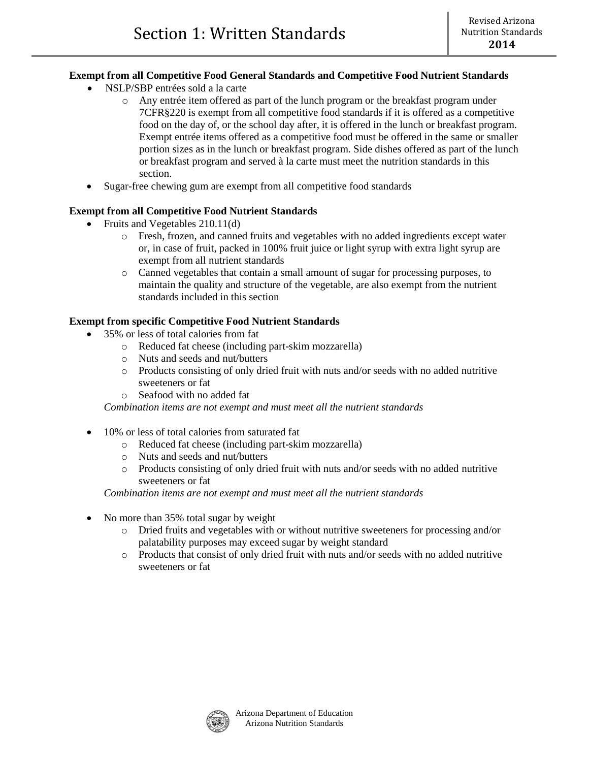**Exempt from all Competitive Food General Standards and Competitive Food Nutrient Standards**

- NSLP/SBP entrées sold a la carte
  - Any entrée item offered as part of the lunch program or the breakfast program under 7CFR§220 is exempt from all competitive food standards if it is offered as a competitive food on the day of, or the school day after, it is offered in the lunch or breakfast program. Exempt entrée items offered as a competitive food must be offered in the same or smaller portion sizes as in the lunch or breakfast program. Side dishes offered as part of the lunch or breakfast program and served à la carte must meet the nutrition standards in this section.
- Sugar-free chewing gum are exempt from all competitive food standards

**Exempt from all Competitive Food Nutrient Standards**

- Fruits and Vegetables 210.11(d)
  - Fresh, frozen, and canned fruits and vegetables with no added ingredients except water or, in case of fruit, packed in 100% fruit juice or light syrup with extra light syrup are exempt from all nutrient standards
  - Canned vegetables that contain a small amount of sugar for processing purposes, to maintain the quality and structure of the vegetable, are also exempt from the nutrient standards included in this section

**Exempt from specific Competitive Food Nutrient Standards**

- 35% or less of total calories from fat
  - Reduced fat cheese (including part-skim mozzarella)
  - Nuts and seeds and nut/butters
  - Products consisting of only dried fruit with nuts and/or seeds with no added nutritive sweeteners or fat
  - Seafood with no added fat

  *Combination items are not exempt and must meet all the nutrient standards*

- 10% or less of total calories from saturated fat
  - Reduced fat cheese (including part-skim mozzarella)
  - Nuts and seeds and nut/butters
  - Products consisting of only dried fruit with nuts and/or seeds with no added nutritive sweeteners or fat

  *Combination items are not exempt and must meet all the nutrient standards*

- No more than 35% total sugar by weight
  - Dried fruits and vegetables with or without nutritive sweeteners for processing and/or palatability purposes may exceed sugar by weight standard
  - Products that consist of only dried fruit with nuts and/or seeds with no added nutritive sweeteners or fat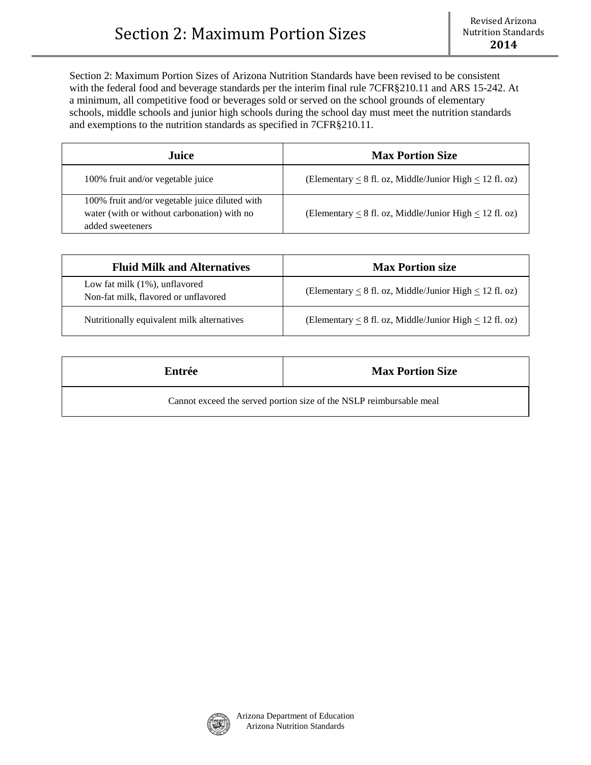# Section 2: Maximum Portion Sizes

Section 2: Maximum Portion Sizes of Arizona Nutrition Standards have been revised to be consistent with the federal food and beverage standards per the interim final rule 7CFR§210.11 and ARS 15-242. At a minimum, all competitive food or beverages sold or served on the school grounds of elementary schools, middle schools and junior high schools during the school day must meet the nutrition standards and exemptions to the nutrition standards as specified in 7CFR§210.11.

| Juice | Max Portion Size |
|---|---|
| 100% fruit and/or vegetable juice | (Elementary ≤ 8 fl. oz, Middle/Junior High ≤ 12 fl. oz) |
| 100% fruit and/or vegetable juice diluted with water (with or without carbonation) with no added sweeteners | (Elementary ≤ 8 fl. oz, Middle/Junior High ≤ 12 fl. oz) |

| Fluid Milk and Alternatives | Max Portion size |
|---|---|
| Low fat milk (1%), unflavored<br>Non-fat milk, flavored or unflavored | (Elementary ≤ 8 fl. oz, Middle/Junior High ≤ 12 fl. oz) |
| Nutritionally equivalent milk alternatives | (Elementary ≤ 8 fl. oz, Middle/Junior High ≤ 12 fl. oz) |

| Entrée | Max Portion Size |
|---|---|
| Cannot exceed the served portion size of the NSLP reimbursable meal | |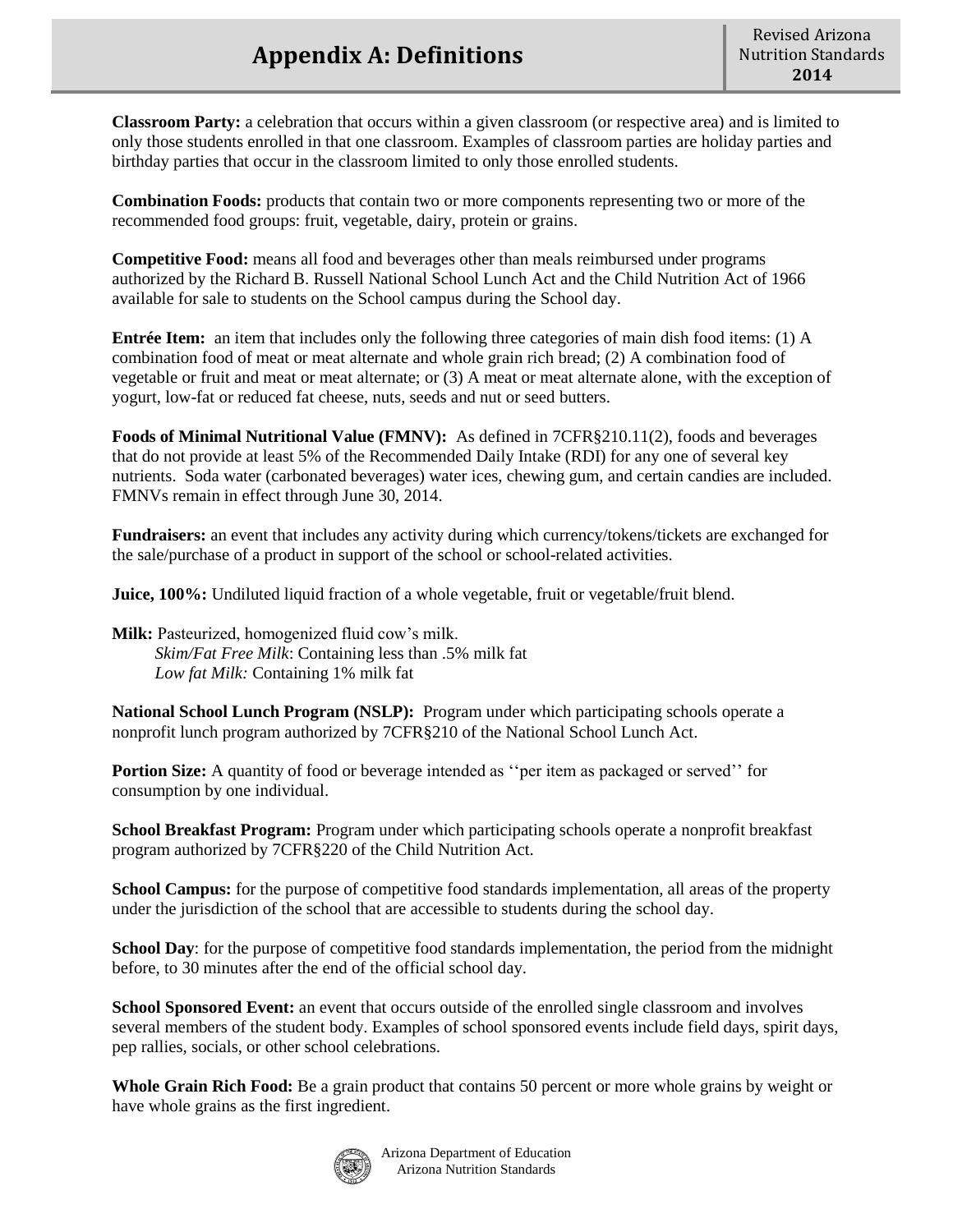# Appendix A: Definitions

**Classroom Party:** a celebration that occurs within a given classroom (or respective area) and is limited to only those students enrolled in that one classroom. Examples of classroom parties are holiday parties and birthday parties that occur in the classroom limited to only those enrolled students.

**Combination Foods:** products that contain two or more components representing two or more of the recommended food groups: fruit, vegetable, dairy, protein or grains.

**Competitive Food:** means all food and beverages other than meals reimbursed under programs authorized by the Richard B. Russell National School Lunch Act and the Child Nutrition Act of 1966 available for sale to students on the School campus during the School day.

**Entrée Item:** an item that includes only the following three categories of main dish food items: (1) A combination food of meat or meat alternate and whole grain rich bread; (2) A combination food of vegetable or fruit and meat or meat alternate; or (3) A meat or meat alternate alone, with the exception of yogurt, low-fat or reduced fat cheese, nuts, seeds and nut or seed butters.

**Foods of Minimal Nutritional Value (FMNV):** As defined in 7CFR§210.11(2), foods and beverages that do not provide at least 5% of the Recommended Daily Intake (RDI) for any one of several key nutrients. Soda water (carbonated beverages) water ices, chewing gum, and certain candies are included. FMNVs remain in effect through June 30, 2014.

**Fundraisers:** an event that includes any activity during which currency/tokens/tickets are exchanged for the sale/purchase of a product in support of the school or school-related activities.

**Juice, 100%:** Undiluted liquid fraction of a whole vegetable, fruit or vegetable/fruit blend.

**Milk:** Pasteurized, homogenized fluid cow's milk.
*Skim/Fat Free Milk*: Containing less than .5% milk fat
*Low fat Milk:* Containing 1% milk fat

**National School Lunch Program (NSLP):** Program under which participating schools operate a nonprofit lunch program authorized by 7CFR§210 of the National School Lunch Act.

**Portion Size:** A quantity of food or beverage intended as ''per item as packaged or served'' for consumption by one individual.

**School Breakfast Program:** Program under which participating schools operate a nonprofit breakfast program authorized by 7CFR§220 of the Child Nutrition Act.

**School Campus:** for the purpose of competitive food standards implementation, all areas of the property under the jurisdiction of the school that are accessible to students during the school day.

**School Day**: for the purpose of competitive food standards implementation, the period from the midnight before, to 30 minutes after the end of the official school day.

**School Sponsored Event:** an event that occurs outside of the enrolled single classroom and involves several members of the student body. Examples of school sponsored events include field days, spirit days, pep rallies, socials, or other school celebrations.

**Whole Grain Rich Food:** Be a grain product that contains 50 percent or more whole grains by weight or have whole grains as the first ingredient.